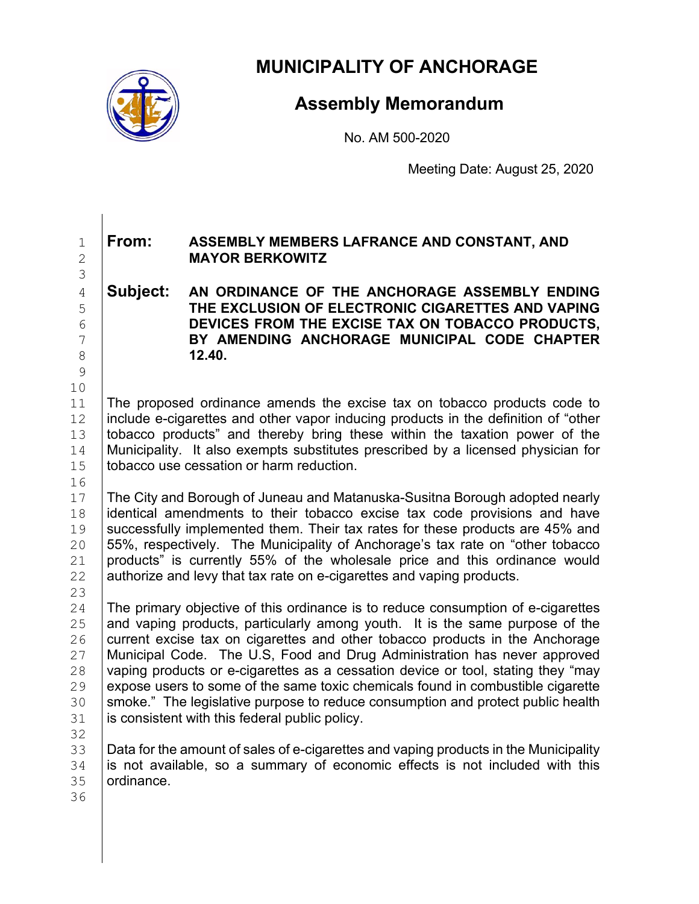# MUNICIPALITY OF ANCHORAGE

## Assembly Memorandum

No. AM 500-2020

Meeting Date: August 25, 2020

**From:** **ASSEMBLY MEMBERS LAFRANCE AND CONSTANT, AND MAYOR BERKOWITZ**

**Subject:** **AN ORDINANCE OF THE ANCHORAGE ASSEMBLY ENDING THE EXCLUSION OF ELECTRONIC CIGARETTES AND VAPING DEVICES FROM THE EXCISE TAX ON TOBACCO PRODUCTS, BY AMENDING ANCHORAGE MUNICIPAL CODE CHAPTER 12.40.**

The proposed ordinance amends the excise tax on tobacco products code to include e-cigarettes and other vapor inducing products in the definition of "other tobacco products" and thereby bring these within the taxation power of the Municipality. It also exempts substitutes prescribed by a licensed physician for tobacco use cessation or harm reduction.

The City and Borough of Juneau and Matanuska-Susitna Borough adopted nearly identical amendments to their tobacco excise tax code provisions and have successfully implemented them. Their tax rates for these products are 45% and 55%, respectively. The Municipality of Anchorage's tax rate on "other tobacco products" is currently 55% of the wholesale price and this ordinance would authorize and levy that tax rate on e-cigarettes and vaping products.

The primary objective of this ordinance is to reduce consumption of e-cigarettes and vaping products, particularly among youth. It is the same purpose of the current excise tax on cigarettes and other tobacco products in the Anchorage Municipal Code. The U.S, Food and Drug Administration has never approved vaping products or e-cigarettes as a cessation device or tool, stating they "may expose users to some of the same toxic chemicals found in combustible cigarette smoke." The legislative purpose to reduce consumption and protect public health is consistent with this federal public policy.

Data for the amount of sales of e-cigarettes and vaping products in the Municipality is not available, so a summary of economic effects is not included with this ordinance.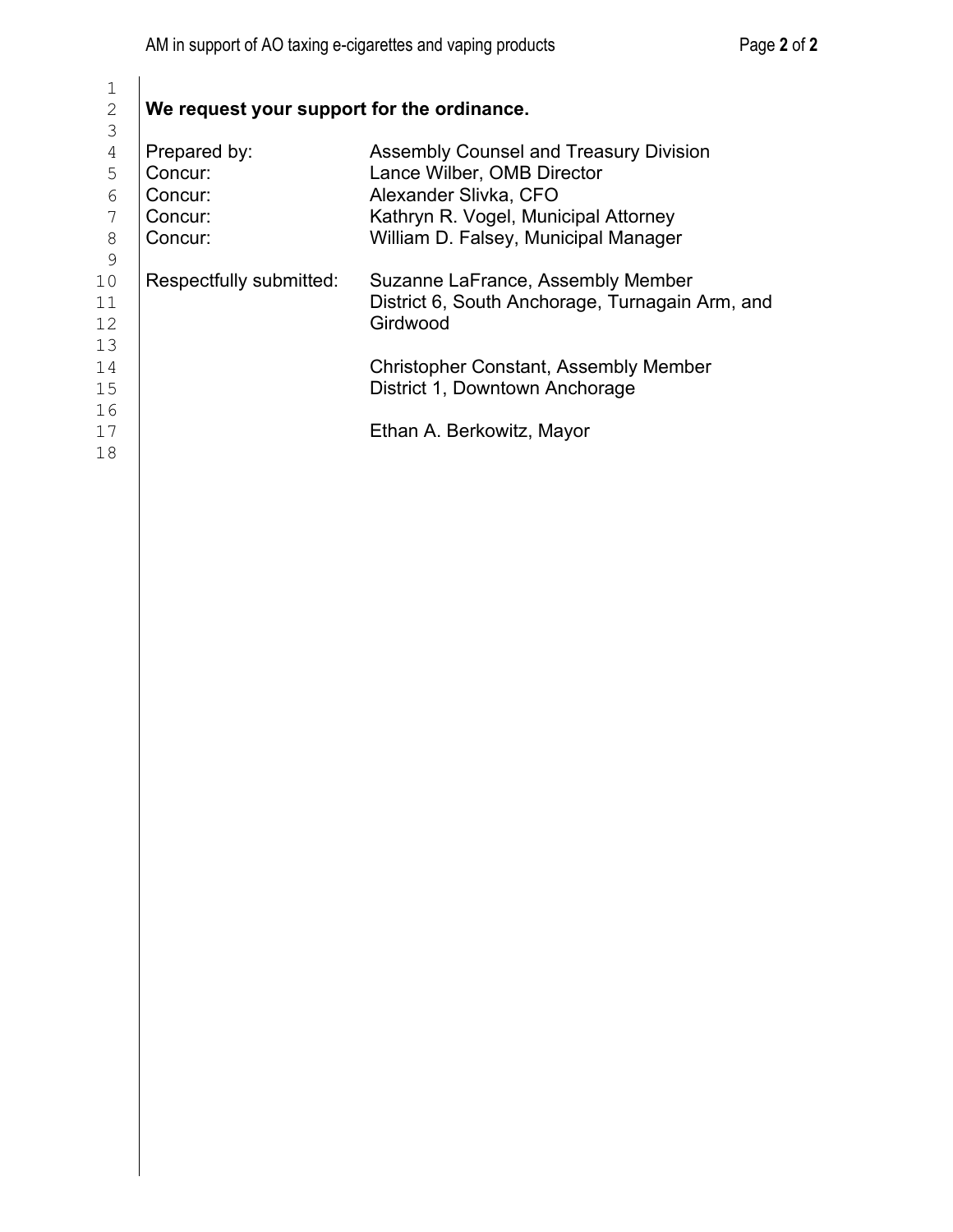**We request your support for the ordinance.**

| | |
|---|---|
| Prepared by: | Assembly Counsel and Treasury Division |
| Concur: | Lance Wilber, OMB Director |
| Concur: | Alexander Slivka, CFO |
| Concur: | Kathryn R. Vogel, Municipal Attorney |
| Concur: | William D. Falsey, Municipal Manager |

Respectfully submitted:

Suzanne LaFrance, Assembly Member
District 6, South Anchorage, Turnagain Arm, and Girdwood

Christopher Constant, Assembly Member
District 1, Downtown Anchorage

Ethan A. Berkowitz, Mayor